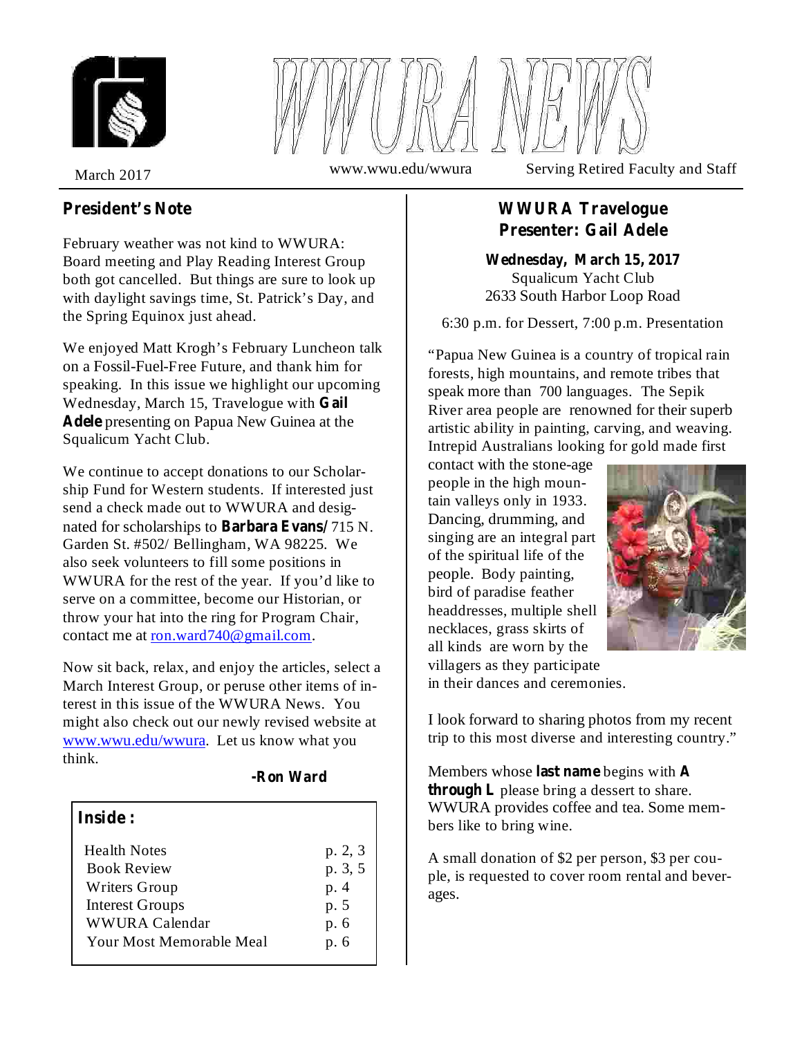# WWURA NEWS

March 2017 | www.wwu.edu/wwura | Serving Retired Faculty and Staff

## President's Note

February weather was not kind to WWURA: Board meeting and Play Reading Interest Group both got cancelled. But things are sure to look up with daylight savings time, St. Patrick's Day, and the Spring Equinox just ahead.

We enjoyed Matt Krogh's February Luncheon talk on a Fossil-Fuel-Free Future, and thank him for speaking. In this issue we highlight our upcoming Wednesday, March 15, Travelogue with **Gail Adele** presenting on Papua New Guinea at the Squalicum Yacht Club.

We continue to accept donations to our Scholarship Fund for Western students. If interested just send a check made out to WWURA and designated for scholarships to **Barbara Evans/** 715 N. Garden St. #502/ Bellingham, WA 98225. We also seek volunteers to fill some positions in WWURA for the rest of the year. If you'd like to serve on a committee, become our Historian, or throw your hat into the ring for Program Chair, contact me at ron.ward740@gmail.com.

Now sit back, relax, and enjoy the articles, select a March Interest Group, or peruse other items of interest in this issue of the WWURA News. You might also check out our newly revised website at www.wwu.edu/wwura. Let us know what you think.

**-Ron Ward**

### Inside:

| | |
|---|---|
| Health Notes | p. 2, 3 |
| Book Review | p. 3, 5 |
| Writers Group | p. 4 |
| Interest Groups | p. 5 |
| WWURA Calendar | p. 6 |
| Your Most Memorable Meal | p. 6 |

## WWURA Travelogue
## Presenter: Gail Adele

**Wednesday, March 15, 2017**
Squalicum Yacht Club
2633 South Harbor Loop Road

6:30 p.m. for Dessert, 7:00 p.m. Presentation

"Papua New Guinea is a country of tropical rain forests, high mountains, and remote tribes that speak more than 700 languages. The Sepik River area people are renowned for their superb artistic ability in painting, carving, and weaving. Intrepid Australians looking for gold made first contact with the stone-age people in the high mountain valleys only in 1933. Dancing, drumming, and singing are an integral part of the spiritual life of the people. Body painting, bird of paradise feather headdresses, multiple shell necklaces, grass skirts of all kinds are worn by the villagers as they participate in their dances and ceremonies.

I look forward to sharing photos from my recent trip to this most diverse and interesting country."

Members whose **last name** begins with **A through L** please bring a dessert to share. WWURA provides coffee and tea. Some members like to bring wine.

A small donation of $2 per person, $3 per couple, is requested to cover room rental and beverages.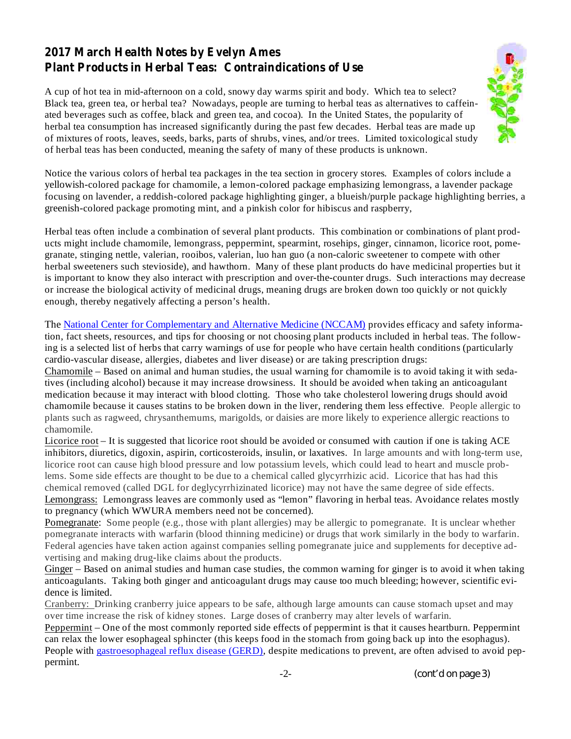## 2017 March Health Notes by Evelyn Ames
## Plant Products in Herbal Teas: Contraindications of Use

A cup of hot tea in mid-afternoon on a cold, snowy day warms spirit and body. Which tea to select? Black tea, green tea, or herbal tea? Nowadays, people are turning to herbal teas as alternatives to caffeinated beverages such as coffee, black and green tea, and cocoa). In the United States, the popularity of herbal tea consumption has increased significantly during the past few decades. Herbal teas are made up of mixtures of roots, leaves, seeds, barks, parts of shrubs, vines, and/or trees. Limited toxicological study of herbal teas has been conducted, meaning the safety of many of these products is unknown.

Notice the various colors of herbal tea packages in the tea section in grocery stores. Examples of colors include a yellowish-colored package for chamomile, a lemon-colored package emphasizing lemongrass, a lavender package focusing on lavender, a reddish-colored package highlighting ginger, a blueish/purple package highlighting berries, a greenish-colored package promoting mint, and a pinkish color for hibiscus and raspberry,

Herbal teas often include a combination of several plant products. This combination or combinations of plant products might include chamomile, lemongrass, peppermint, spearmint, rosehips, ginger, cinnamon, licorice root, pomegranate, stinging nettle, valerian, rooibos, valerian, luo han guo (a non-caloric sweetener to compete with other herbal sweeteners such stevioside), and hawthorn. Many of these plant products do have medicinal properties but it is important to know they also interact with prescription and over-the-counter drugs. Such interactions may decrease or increase the biological activity of medicinal drugs, meaning drugs are broken down too quickly or not quickly enough, thereby negatively affecting a person's health.

The National Center for Complementary and Alternative Medicine (NCCAM) provides efficacy and safety information, fact sheets, resources, and tips for choosing or not choosing plant products included in herbal teas. The following is a selected list of herbs that carry warnings of use for people who have certain health conditions (particularly cardio-vascular disease, allergies, diabetes and liver disease) or are taking prescription drugs:

Chamomile – Based on animal and human studies, the usual warning for chamomile is to avoid taking it with sedatives (including alcohol) because it may increase drowsiness. It should be avoided when taking an anticoagulant medication because it may interact with blood clotting. Those who take cholesterol lowering drugs should avoid chamomile because it causes statins to be broken down in the liver, rendering them less effective. People allergic to plants such as ragweed, chrysanthemums, marigolds, or daisies are more likely to experience allergic reactions to chamomile.

Licorice root – It is suggested that licorice root should be avoided or consumed with caution if one is taking ACE inhibitors, diuretics, digoxin, aspirin, corticosteroids, insulin, or laxatives. In large amounts and with long-term use, licorice root can cause high blood pressure and low potassium levels, which could lead to heart and muscle problems. Some side effects are thought to be due to a chemical called glycyrrhizic acid. Licorice that has had this chemical removed (called DGL for deglycyrrhizinated licorice) may not have the same degree of side effects.

Lemongrass: Lemongrass leaves are commonly used as "lemon" flavoring in herbal teas. Avoidance relates mostly to pregnancy (which WWURA members need not be concerned).

Pomegranate: Some people (e.g., those with plant allergies) may be allergic to pomegranate. It is unclear whether pomegranate interacts with warfarin (blood thinning medicine) or drugs that work similarly in the body to warfarin. Federal agencies have taken action against companies selling pomegranate juice and supplements for deceptive advertising and making drug-like claims about the products.

Ginger – Based on animal studies and human case studies, the common warning for ginger is to avoid it when taking anticoagulants. Taking both ginger and anticoagulant drugs may cause too much bleeding; however, scientific evidence is limited.

Cranberry: Drinking cranberry juice appears to be safe, although large amounts can cause stomach upset and may over time increase the risk of kidney stones. Large doses of cranberry may alter levels of warfarin.

Peppermint – One of the most commonly reported side effects of peppermint is that it causes heartburn. Peppermint can relax the lower esophageal sphincter (this keeps food in the stomach from going back up into the esophagus). People with gastroesophageal reflux disease (GERD), despite medications to prevent, are often advised to avoid peppermint.

(cont'd on page 3)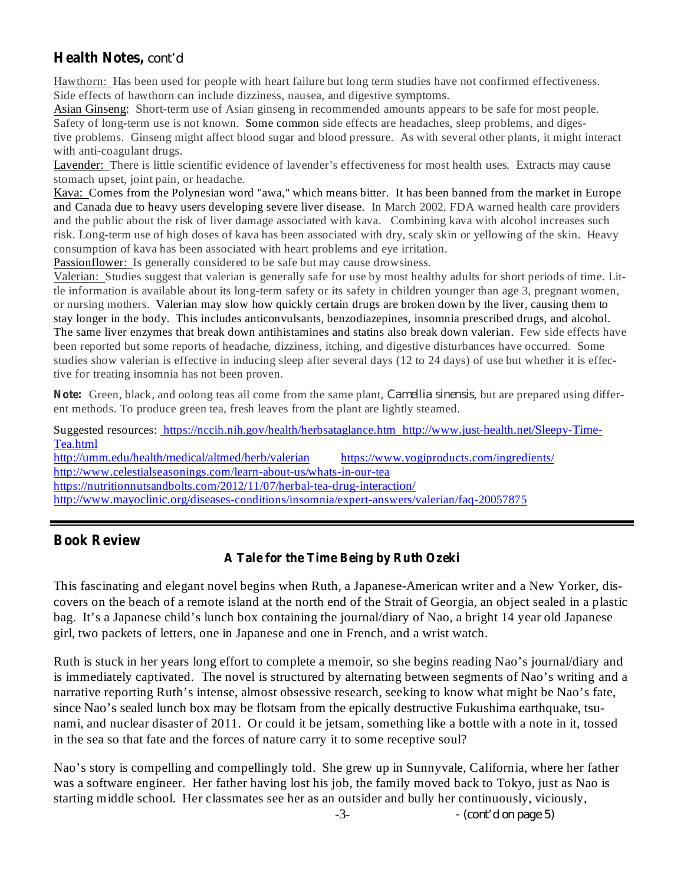## Health Notes, cont'd

Hawthorn: Has been used for people with heart failure but long term studies have not confirmed effectiveness. Side effects of hawthorn can include dizziness, nausea, and digestive symptoms.

Asian Ginseng: Short-term use of Asian ginseng in recommended amounts appears to be safe for most people. Safety of long-term use is not known. Some common side effects are headaches, sleep problems, and digestive problems. Ginseng might affect blood sugar and blood pressure. As with several other plants, it might interact with anti-coagulant drugs.

Lavender: There is little scientific evidence of lavender's effectiveness for most health uses. Extracts may cause stomach upset, joint pain, or headache.

Kava: Comes from the Polynesian word "awa," which means bitter. It has been banned from the market in Europe and Canada due to heavy users developing severe liver disease. In March 2002, FDA warned health care providers and the public about the risk of liver damage associated with kava. Combining kava with alcohol increases such risk. Long-term use of high doses of kava has been associated with dry, scaly skin or yellowing of the skin. Heavy consumption of kava has been associated with heart problems and eye irritation.

Passionflower: Is generally considered to be safe but may cause drowsiness.

Valerian: Studies suggest that valerian is generally safe for use by most healthy adults for short periods of time. Little information is available about its long-term safety or its safety in children younger than age 3, pregnant women, or nursing mothers. Valerian may slow how quickly certain drugs are broken down by the liver, causing them to stay longer in the body. This includes anticonvulsants, benzodiazepines, insomnia prescribed drugs, and alcohol. The same liver enzymes that break down antihistamines and statins also break down valerian. Few side effects have been reported but some reports of headache, dizziness, itching, and digestive disturbances have occurred. Some studies show valerian is effective in inducing sleep after several days (12 to 24 days) of use but whether it is effective for treating insomnia has not been proven.

**Note:** Green, black, and oolong teas all come from the same plant, *Camellia sinensis*, but are prepared using different methods. To produce green tea, fresh leaves from the plant are lightly steamed.

Suggested resources: https://nccih.nih.gov/health/herbsataglance.htm http://www.just-health.net/Sleepy-Time-Tea.html
http://umm.edu/health/medical/altmed/herb/valerian https://www.yogiproducts.com/ingredients/
http://www.celestialseasonings.com/learn-about-us/whats-in-our-tea
https://nutritionnutsandbolts.com/2012/11/07/herbal-tea-drug-interaction/
http://www.mayoclinic.org/diseases-conditions/insomnia/expert-answers/valerian/faq-20057875

---

## Book Review

### A Tale for the Time Being by Ruth Ozeki

This fascinating and elegant novel begins when Ruth, a Japanese-American writer and a New Yorker, discovers on the beach of a remote island at the north end of the Strait of Georgia, an object sealed in a plastic bag. It's a Japanese child's lunch box containing the journal/diary of Nao, a bright 14 year old Japanese girl, two packets of letters, one in Japanese and one in French, and a wrist watch.

Ruth is stuck in her years long effort to complete a memoir, so she begins reading Nao's journal/diary and is immediately captivated. The novel is structured by alternating between segments of Nao's writing and a narrative reporting Ruth's intense, almost obsessive research, seeking to know what might be Nao's fate, since Nao's sealed lunch box may be flotsam from the epically destructive Fukushima earthquake, tsunami, and nuclear disaster of 2011. Or could it be jetsam, something like a bottle with a note in it, tossed in the sea so that fate and the forces of nature carry it to some receptive soul?

Nao's story is compelling and compellingly told. She grew up in Sunnyvale, California, where her father was a software engineer. Her father having lost his job, the family moved back to Tokyo, just as Nao is starting middle school. Her classmates see her as an outsider and bully her continuously, viciously,

- (cont'd on page 5)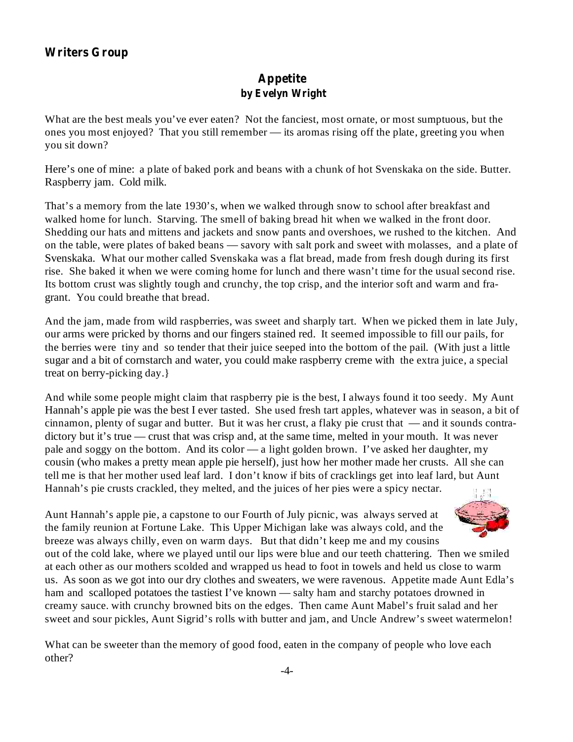## Writers Group

### Appetite
**by Evelyn Wright**

What are the best meals you've ever eaten? Not the fanciest, most ornate, or most sumptuous, but the ones you most enjoyed? That you still remember — its aromas rising off the plate, greeting you when you sit down?

Here's one of mine: a plate of baked pork and beans with a chunk of hot Svenskaka on the side. Butter. Raspberry jam. Cold milk.

That's a memory from the late 1930's, when we walked through snow to school after breakfast and walked home for lunch. Starving. The smell of baking bread hit when we walked in the front door. Shedding our hats and mittens and jackets and snow pants and overshoes, we rushed to the kitchen. And on the table, were plates of baked beans — savory with salt pork and sweet with molasses, and a plate of Svenskaka. What our mother called Svenskaka was a flat bread, made from fresh dough during its first rise. She baked it when we were coming home for lunch and there wasn't time for the usual second rise. Its bottom crust was slightly tough and crunchy, the top crisp, and the interior soft and warm and fragrant. You could breathe that bread.

And the jam, made from wild raspberries, was sweet and sharply tart. When we picked them in late July, our arms were pricked by thorns and our fingers stained red. It seemed impossible to fill our pails, for the berries were tiny and so tender that their juice seeped into the bottom of the pail. (With just a little sugar and a bit of cornstarch and water, you could make raspberry creme with the extra juice, a special treat on berry-picking day.}

And while some people might claim that raspberry pie is the best, I always found it too seedy. My Aunt Hannah's apple pie was the best I ever tasted. She used fresh tart apples, whatever was in season, a bit of cinnamon, plenty of sugar and butter. But it was her crust, a flaky pie crust that — and it sounds contradictory but it's true — crust that was crisp and, at the same time, melted in your mouth. It was never pale and soggy on the bottom. And its color — a light golden brown. I've asked her daughter, my cousin (who makes a pretty mean apple pie herself), just how her mother made her crusts. All she can tell me is that her mother used leaf lard. I don't know if bits of cracklings get into leaf lard, but Aunt Hannah's pie crusts crackled, they melted, and the juices of her pies were a spicy nectar.

Aunt Hannah's apple pie, a capstone to our Fourth of July picnic, was always served at the family reunion at Fortune Lake. This Upper Michigan lake was always cold, and the breeze was always chilly, even on warm days. But that didn't keep me and my cousins out of the cold lake, where we played until our lips were blue and our teeth chattering. Then we smiled at each other as our mothers scolded and wrapped us head to foot in towels and held us close to warm us. As soon as we got into our dry clothes and sweaters, we were ravenous. Appetite made Aunt Edla's ham and scalloped potatoes the tastiest I've known — salty ham and starchy potatoes drowned in creamy sauce. with crunchy browned bits on the edges. Then came Aunt Mabel's fruit salad and her sweet and sour pickles, Aunt Sigrid's rolls with butter and jam, and Uncle Andrew's sweet watermelon!

What can be sweeter than the memory of good food, eaten in the company of people who love each other?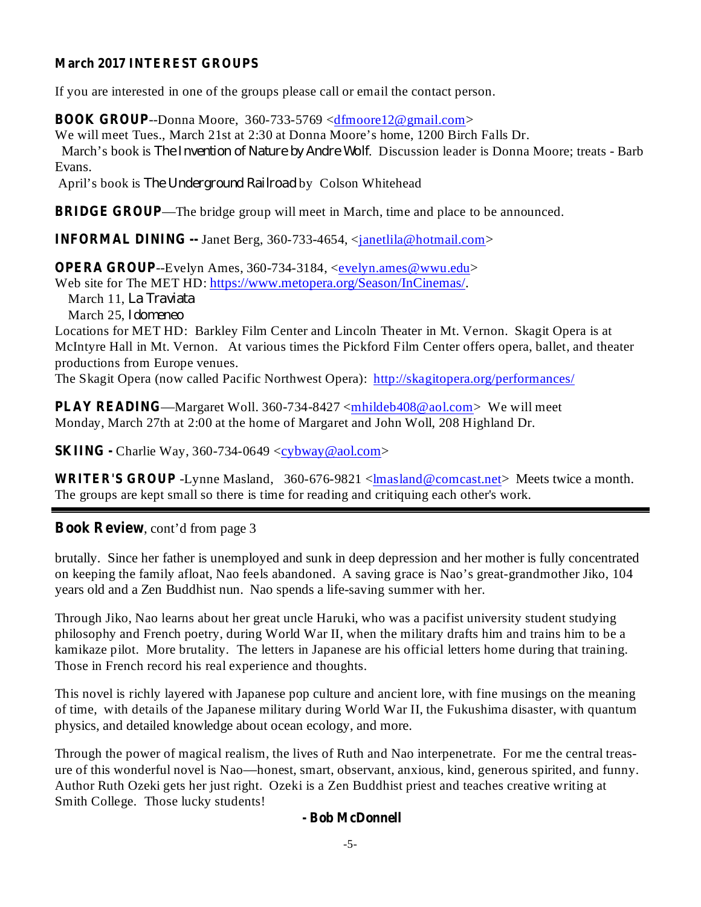## March 2017 INTEREST GROUPS

If you are interested in one of the groups please call or email the contact person.

**BOOK GROUP**--Donna Moore, 360-733-5769 <dfmoore12@gmail.com>
We will meet Tues., March 21st at 2:30 at Donna Moore's home, 1200 Birch Falls Dr.
March's book is *The Invention of Nature by Andre Wolf*. Discussion leader is Donna Moore; treats - Barb Evans.
April's book is *The Underground Railroad* by Colson Whitehead

**BRIDGE GROUP**—The bridge group will meet in March, time and place to be announced.

**INFORMAL DINING --** Janet Berg, 360-733-4654, <janetlila@hotmail.com>

**OPERA GROUP**--Evelyn Ames, 360-734-3184, <evelyn.ames@wwu.edu>
Web site for The MET HD: https://www.metopera.org/Season/InCinemas/.
March 11, *La Traviata*
March 25, *Idomeneo*
Locations for MET HD: Barkley Film Center and Lincoln Theater in Mt. Vernon. Skagit Opera is at McIntyre Hall in Mt. Vernon. At various times the Pickford Film Center offers opera, ballet, and theater productions from Europe venues.
The Skagit Opera (now called Pacific Northwest Opera): http://skagitopera.org/performances/

**PLAY READING**—Margaret Woll. 360-734-8427 <mhildeb408@aol.com> We will meet Monday, March 27th at 2:00 at the home of Margaret and John Woll, 208 Highland Dr.

**SKIING -** Charlie Way, 360-734-0649 <cybway@aol.com>

**WRITER'S GROUP** -Lynne Masland, 360-676-9821 <lmasland@comcast.net> Meets twice a month. The groups are kept small so there is time for reading and critiquing each other's work.

---

## Book Review, cont'd from page 3

brutally. Since her father is unemployed and sunk in deep depression and her mother is fully concentrated on keeping the family afloat, Nao feels abandoned. A saving grace is Nao's great-grandmother Jiko, 104 years old and a Zen Buddhist nun. Nao spends a life-saving summer with her.

Through Jiko, Nao learns about her great uncle Haruki, who was a pacifist university student studying philosophy and French poetry, during World War II, when the military drafts him and trains him to be a kamikaze pilot. More brutality. The letters in Japanese are his official letters home during that training. Those in French record his real experience and thoughts.

This novel is richly layered with Japanese pop culture and ancient lore, with fine musings on the meaning of time, with details of the Japanese military during World War II, the Fukushima disaster, with quantum physics, and detailed knowledge about ocean ecology, and more.

Through the power of magical realism, the lives of Ruth and Nao interpenetrate. For me the central treasure of this wonderful novel is Nao—honest, smart, observant, anxious, kind, generous spirited, and funny. Author Ruth Ozeki gets her just right. Ozeki is a Zen Buddhist priest and teaches creative writing at Smith College. Those lucky students!

**- Bob McDonnell**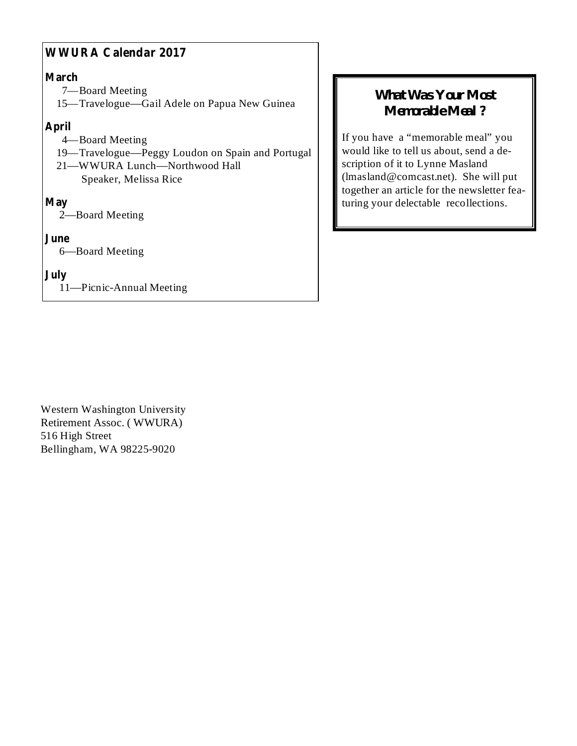## WWURA Calendar 2017

**March**

7—Board Meeting
15—Travelogue—Gail Adele on Papua New Guinea

**April**

4—Board Meeting
19—Travelogue—Peggy Loudon on Spain and Portugal
21—WWURA Lunch—Northwood Hall
Speaker, Melissa Rice

**May**

2—Board Meeting

**June**

6—Board Meeting

**July**

11—Picnic-Annual Meeting

## What Was Your Most Memorable Meal ?

If you have a "memorable meal" you would like to tell us about, send a description of it to Lynne Masland (lmasland@comcast.net). She will put together an article for the newsletter featuring your delectable recollections.

Western Washington University
Retirement Assoc. ( WWURA)
516 High Street
Bellingham, WA 98225-9020